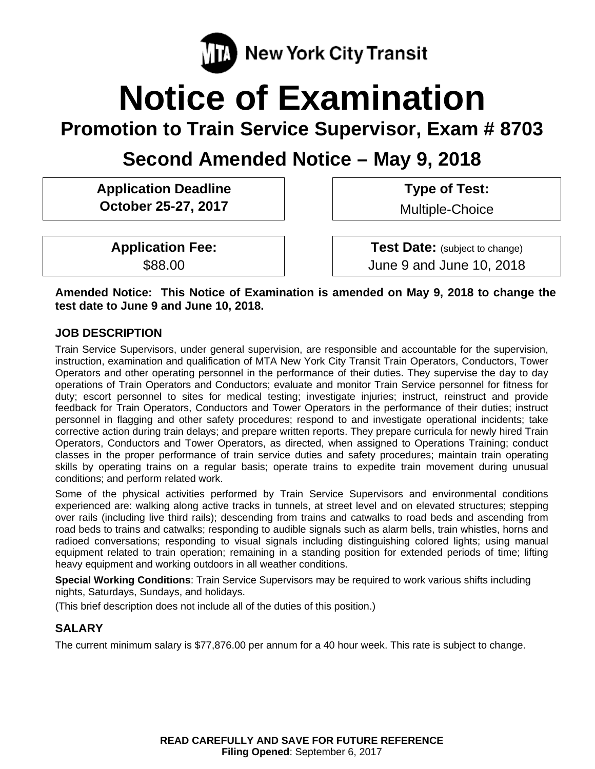MTA New York City Transit

# Notice of Examination

## Promotion to Train Service Supervisor, Exam # 8703

## Second Amended Notice – May 9, 2018

| **Application Deadline** | **Type of Test:** |
| --- | --- |
| **October 25-27, 2017** | Multiple-Choice |
| **Application Fee:** | **Test Date:** (subject to change) |
| $88.00 | June 9 and June 10, 2018 |

**Amended Notice: This Notice of Examination is amended on May 9, 2018 to change the test date to June 9 and June 10, 2018.**

### JOB DESCRIPTION

Train Service Supervisors, under general supervision, are responsible and accountable for the supervision, instruction, examination and qualification of MTA New York City Transit Train Operators, Conductors, Tower Operators and other operating personnel in the performance of their duties. They supervise the day to day operations of Train Operators and Conductors; evaluate and monitor Train Service personnel for fitness for duty; escort personnel to sites for medical testing; investigate injuries; instruct, reinstruct and provide feedback for Train Operators, Conductors and Tower Operators in the performance of their duties; instruct personnel in flagging and other safety procedures; respond to and investigate operational incidents; take corrective action during train delays; and prepare written reports. They prepare curricula for newly hired Train Operators, Conductors and Tower Operators, as directed, when assigned to Operations Training; conduct classes in the proper performance of train service duties and safety procedures; maintain train operating skills by operating trains on a regular basis; operate trains to expedite train movement during unusual conditions; and perform related work.

Some of the physical activities performed by Train Service Supervisors and environmental conditions experienced are: walking along active tracks in tunnels, at street level and on elevated structures; stepping over rails (including live third rails); descending from trains and catwalks to road beds and ascending from road beds to trains and catwalks; responding to audible signals such as alarm bells, train whistles, horns and radioed conversations; responding to visual signals including distinguishing colored lights; using manual equipment related to train operation; remaining in a standing position for extended periods of time; lifting heavy equipment and working outdoors in all weather conditions.

**Special Working Conditions**: Train Service Supervisors may be required to work various shifts including nights, Saturdays, Sundays, and holidays.

(This brief description does not include all of the duties of this position.)

### SALARY

The current minimum salary is $77,876.00 per annum for a 40 hour week. This rate is subject to change.

**READ CAREFULLY AND SAVE FOR FUTURE REFERENCE**

**Filing Opened**: September 6, 2017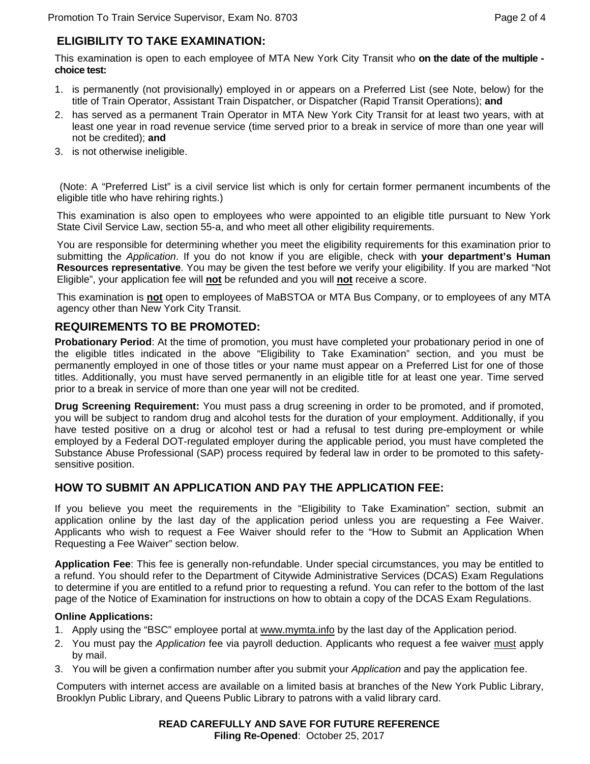## ELIGIBILITY TO TAKE EXAMINATION:

This examination is open to each employee of MTA New York City Transit who **on the date of the multiple - choice test:**

1. is permanently (not provisionally) employed in or appears on a Preferred List (see Note, below) for the title of Train Operator, Assistant Train Dispatcher, or Dispatcher (Rapid Transit Operations); **and**
2. has served as a permanent Train Operator in MTA New York City Transit for at least two years, with at least one year in road revenue service (time served prior to a break in service of more than one year will not be credited); **and**
3. is not otherwise ineligible.

(Note: A "Preferred List" is a civil service list which is only for certain former permanent incumbents of the eligible title who have rehiring rights.)

This examination is also open to employees who were appointed to an eligible title pursuant to New York State Civil Service Law, section 55-a, and who meet all other eligibility requirements.

You are responsible for determining whether you meet the eligibility requirements for this examination prior to submitting the *Application*. If you do not know if you are eligible, check with **your department's Human Resources representative**. You may be given the test before we verify your eligibility. If you are marked "Not Eligible", your application fee will **not** be refunded and you will **not** receive a score.

This examination is **not** open to employees of MaBSTOA or MTA Bus Company, or to employees of any MTA agency other than New York City Transit.

## REQUIREMENTS TO BE PROMOTED:

**Probationary Period**: At the time of promotion, you must have completed your probationary period in one of the eligible titles indicated in the above "Eligibility to Take Examination" section, and you must be permanently employed in one of those titles or your name must appear on a Preferred List for one of those titles. Additionally, you must have served permanently in an eligible title for at least one year. Time served prior to a break in service of more than one year will not be credited.

**Drug Screening Requirement:** You must pass a drug screening in order to be promoted, and if promoted, you will be subject to random drug and alcohol tests for the duration of your employment. Additionally, if you have tested positive on a drug or alcohol test or had a refusal to test during pre-employment or while employed by a Federal DOT-regulated employer during the applicable period, you must have completed the Substance Abuse Professional (SAP) process required by federal law in order to be promoted to this safety-sensitive position.

## HOW TO SUBMIT AN APPLICATION AND PAY THE APPLICATION FEE:

If you believe you meet the requirements in the "Eligibility to Take Examination" section, submit an application online by the last day of the application period unless you are requesting a Fee Waiver. Applicants who wish to request a Fee Waiver should refer to the "How to Submit an Application When Requesting a Fee Waiver" section below.

**Application Fee**: This fee is generally non-refundable. Under special circumstances, you may be entitled to a refund. You should refer to the Department of Citywide Administrative Services (DCAS) Exam Regulations to determine if you are entitled to a refund prior to requesting a refund. You can refer to the bottom of the last page of the Notice of Examination for instructions on how to obtain a copy of the DCAS Exam Regulations.

**Online Applications:**

1. Apply using the "BSC" employee portal at www.mymta.info by the last day of the Application period.
2. You must pay the *Application* fee via payroll deduction. Applicants who request a fee waiver must apply by mail.
3. You will be given a confirmation number after you submit your *Application* and pay the application fee.

Computers with internet access are available on a limited basis at branches of the New York Public Library, Brooklyn Public Library, and Queens Public Library to patrons with a valid library card.

**READ CAREFULLY AND SAVE FOR FUTURE REFERENCE**
**Filing Re-Opened**: October 25, 2017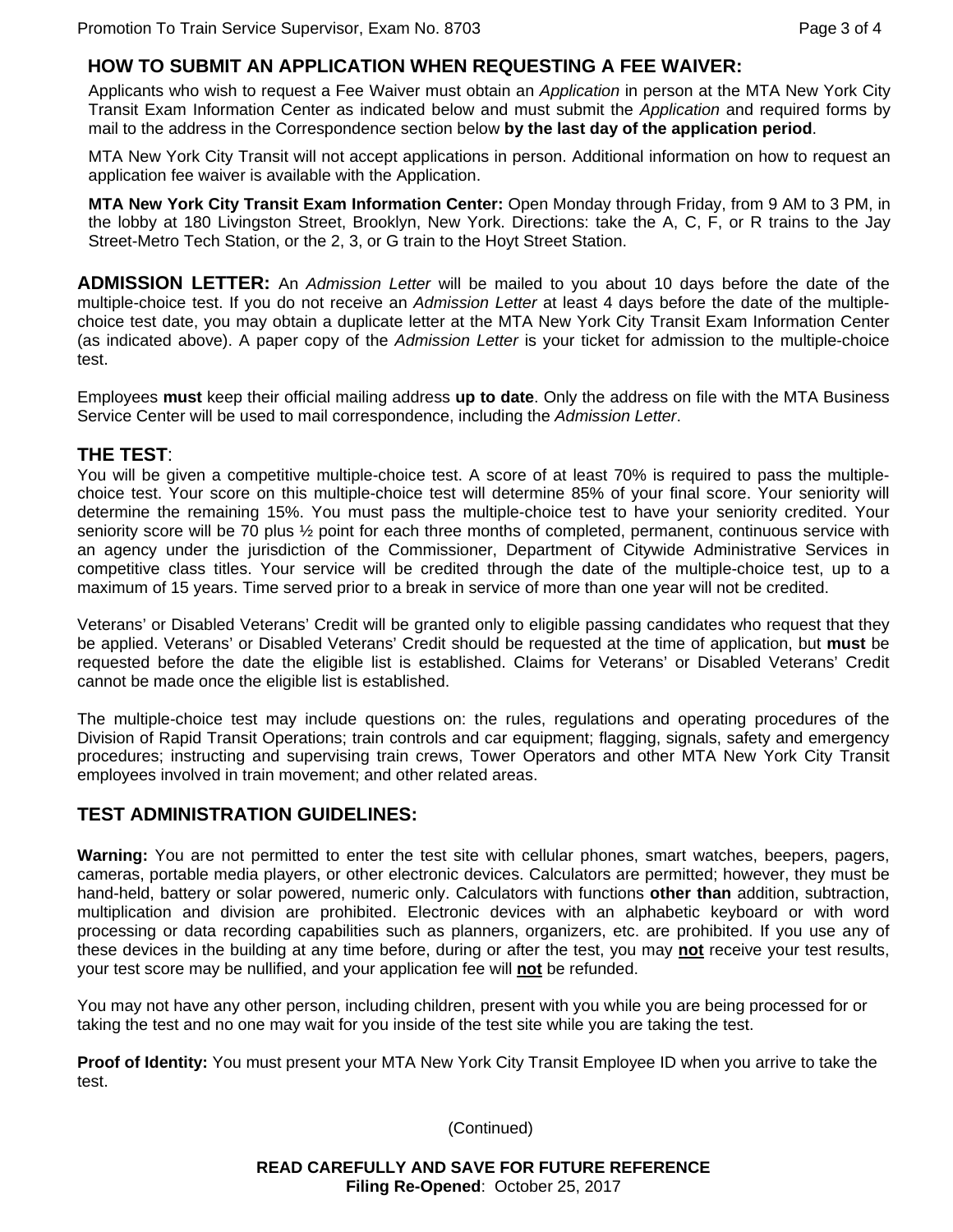## HOW TO SUBMIT AN APPLICATION WHEN REQUESTING A FEE WAIVER:

Applicants who wish to request a Fee Waiver must obtain an *Application* in person at the MTA New York City Transit Exam Information Center as indicated below and must submit the *Application* and required forms by mail to the address in the Correspondence section below **by the last day of the application period**.

MTA New York City Transit will not accept applications in person. Additional information on how to request an application fee waiver is available with the Application.

**MTA New York City Transit Exam Information Center:** Open Monday through Friday, from 9 AM to 3 PM, in the lobby at 180 Livingston Street, Brooklyn, New York. Directions: take the A, C, F, or R trains to the Jay Street-Metro Tech Station, or the 2, 3, or G train to the Hoyt Street Station.

**ADMISSION LETTER:** An *Admission Letter* will be mailed to you about 10 days before the date of the multiple-choice test. If you do not receive an *Admission Letter* at least 4 days before the date of the multiple-choice test date, you may obtain a duplicate letter at the MTA New York City Transit Exam Information Center (as indicated above). A paper copy of the *Admission Letter* is your ticket for admission to the multiple-choice test.

Employees **must** keep their official mailing address **up to date**. Only the address on file with the MTA Business Service Center will be used to mail correspondence, including the *Admission Letter*.

## THE TEST:

You will be given a competitive multiple-choice test. A score of at least 70% is required to pass the multiple-choice test. Your score on this multiple-choice test will determine 85% of your final score. Your seniority will determine the remaining 15%. You must pass the multiple-choice test to have your seniority credited. Your seniority score will be 70 plus ½ point for each three months of completed, permanent, continuous service with an agency under the jurisdiction of the Commissioner, Department of Citywide Administrative Services in competitive class titles. Your service will be credited through the date of the multiple-choice test, up to a maximum of 15 years. Time served prior to a break in service of more than one year will not be credited.

Veterans' or Disabled Veterans' Credit will be granted only to eligible passing candidates who request that they be applied. Veterans' or Disabled Veterans' Credit should be requested at the time of application, but **must** be requested before the date the eligible list is established. Claims for Veterans' or Disabled Veterans' Credit cannot be made once the eligible list is established.

The multiple-choice test may include questions on: the rules, regulations and operating procedures of the Division of Rapid Transit Operations; train controls and car equipment; flagging, signals, safety and emergency procedures; instructing and supervising train crews, Tower Operators and other MTA New York City Transit employees involved in train movement; and other related areas.

## TEST ADMINISTRATION GUIDELINES:

**Warning:** You are not permitted to enter the test site with cellular phones, smart watches, beepers, pagers, cameras, portable media players, or other electronic devices. Calculators are permitted; however, they must be hand-held, battery or solar powered, numeric only. Calculators with functions **other than** addition, subtraction, multiplication and division are prohibited. Electronic devices with an alphabetic keyboard or with word processing or data recording capabilities such as planners, organizers, etc. are prohibited. If you use any of these devices in the building at any time before, during or after the test, you may **not** receive your test results, your test score may be nullified, and your application fee will **not** be refunded.

You may not have any other person, including children, present with you while you are being processed for or taking the test and no one may wait for you inside of the test site while you are taking the test.

**Proof of Identity:** You must present your MTA New York City Transit Employee ID when you arrive to take the test.

(Continued)

**READ CAREFULLY AND SAVE FOR FUTURE REFERENCE**
**Filing Re-Opened**: October 25, 2017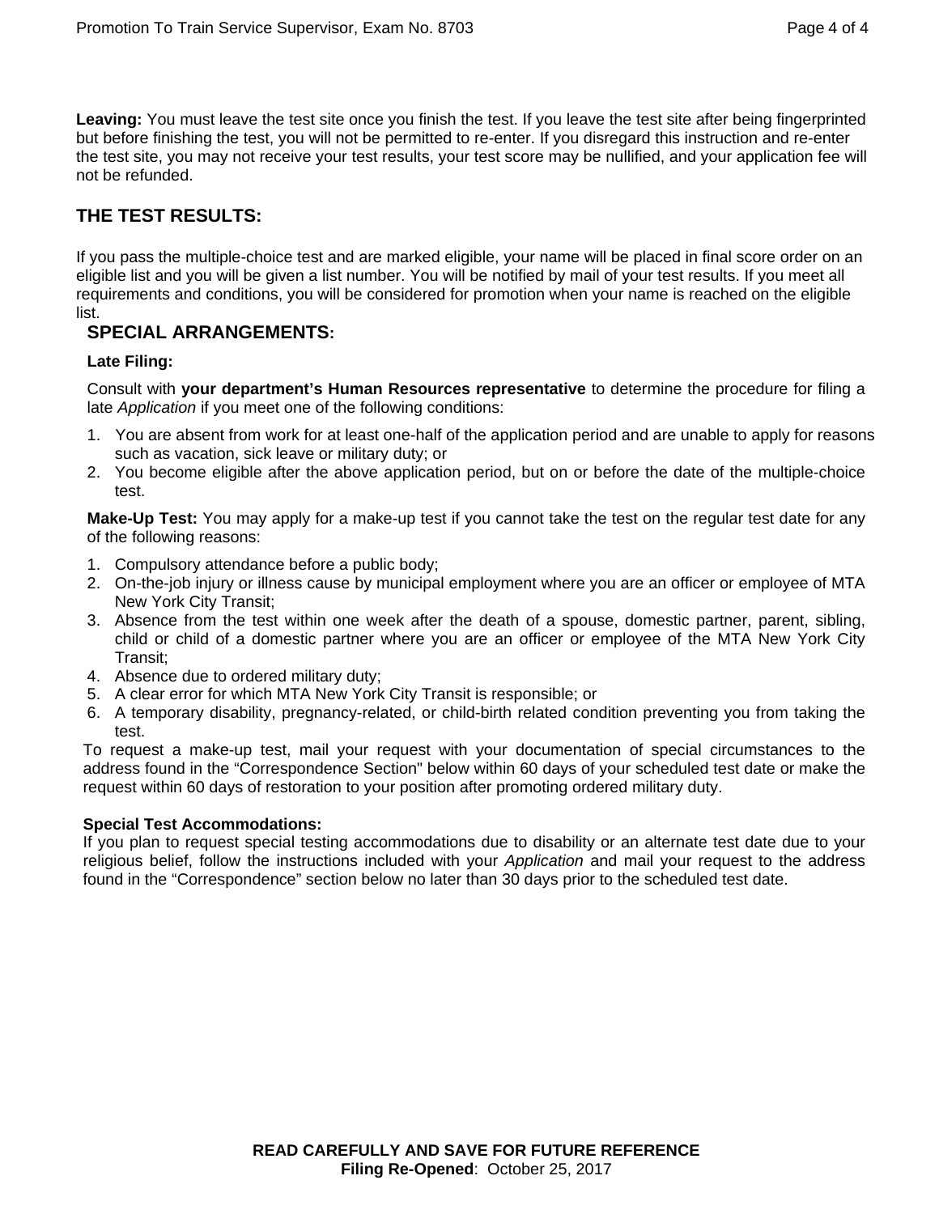**Leaving:** You must leave the test site once you finish the test. If you leave the test site after being fingerprinted but before finishing the test, you will not be permitted to re-enter. If you disregard this instruction and re-enter the test site, you may not receive your test results, your test score may be nullified, and your application fee will not be refunded.

## THE TEST RESULTS:

If you pass the multiple-choice test and are marked eligible, your name will be placed in final score order on an eligible list and you will be given a list number. You will be notified by mail of your test results. If you meet all requirements and conditions, you will be considered for promotion when your name is reached on the eligible list.

## SPECIAL ARRANGEMENTS:

**Late Filing:**

Consult with **your department's Human Resources representative** to determine the procedure for filing a late *Application* if you meet one of the following conditions:

1. You are absent from work for at least one-half of the application period and are unable to apply for reasons such as vacation, sick leave or military duty; or
2. You become eligible after the above application period, but on or before the date of the multiple-choice test.

**Make-Up Test:** You may apply for a make-up test if you cannot take the test on the regular test date for any of the following reasons:

1. Compulsory attendance before a public body;
2. On-the-job injury or illness cause by municipal employment where you are an officer or employee of MTA New York City Transit;
3. Absence from the test within one week after the death of a spouse, domestic partner, parent, sibling, child or child of a domestic partner where you are an officer or employee of the MTA New York City Transit;
4. Absence due to ordered military duty;
5. A clear error for which MTA New York City Transit is responsible; or
6. A temporary disability, pregnancy-related, or child-birth related condition preventing you from taking the test.

To request a make-up test, mail your request with your documentation of special circumstances to the address found in the "Correspondence Section" below within 60 days of your scheduled test date or make the request within 60 days of restoration to your position after promoting ordered military duty.

**Special Test Accommodations:**

If you plan to request special testing accommodations due to disability or an alternate test date due to your religious belief, follow the instructions included with your *Application* and mail your request to the address found in the "Correspondence" section below no later than 30 days prior to the scheduled test date.

**READ CAREFULLY AND SAVE FOR FUTURE REFERENCE**

**Filing Re-Opened**: October 25, 2017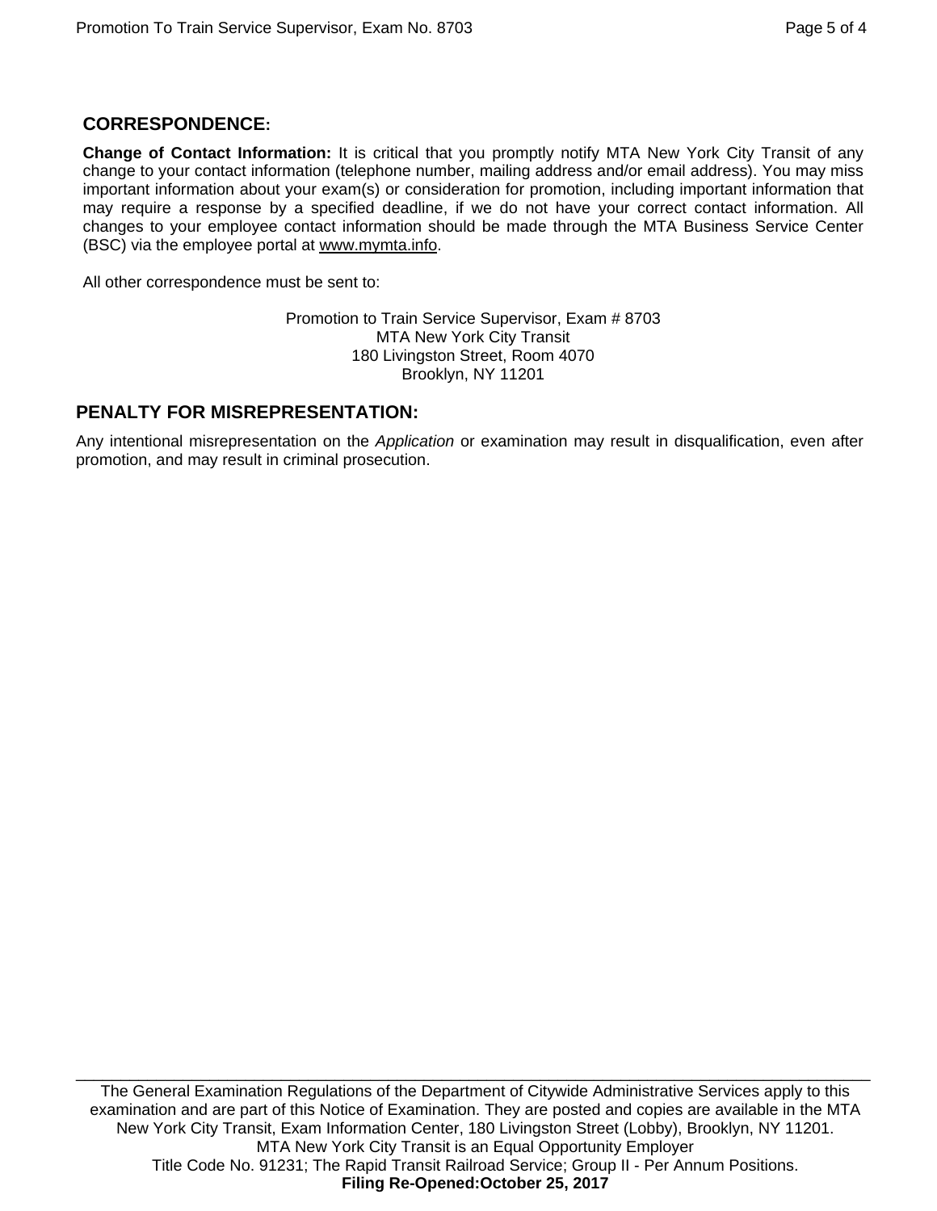## CORRESPONDENCE:

**Change of Contact Information:** It is critical that you promptly notify MTA New York City Transit of any change to your contact information (telephone number, mailing address and/or email address). You may miss important information about your exam(s) or consideration for promotion, including important information that may require a response by a specified deadline, if we do not have your correct contact information. All changes to your employee contact information should be made through the MTA Business Service Center (BSC) via the employee portal at www.mymta.info.

All other correspondence must be sent to:

Promotion to Train Service Supervisor, Exam # 8703
MTA New York City Transit
180 Livingston Street, Room 4070
Brooklyn, NY 11201

## PENALTY FOR MISREPRESENTATION:

Any intentional misrepresentation on the *Application* or examination may result in disqualification, even after promotion, and may result in criminal prosecution.

---

The General Examination Regulations of the Department of Citywide Administrative Services apply to this examination and are part of this Notice of Examination. They are posted and copies are available in the MTA New York City Transit, Exam Information Center, 180 Livingston Street (Lobby), Brooklyn, NY 11201.
MTA New York City Transit is an Equal Opportunity Employer
Title Code No. 91231; The Rapid Transit Railroad Service; Group II - Per Annum Positions.
**Filing Re-Opened:October 25, 2017**